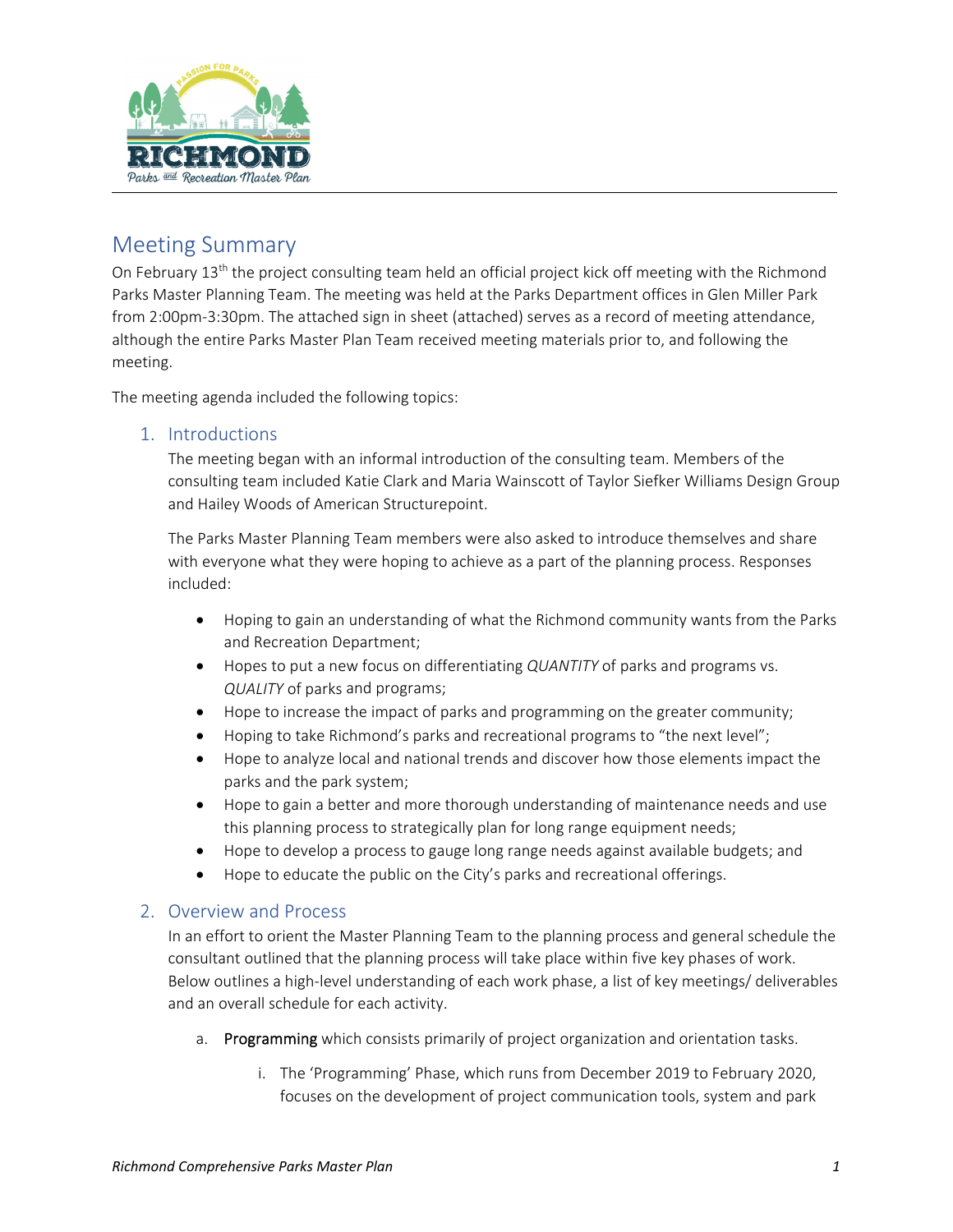# Meeting Summary

On February 13th the project consulting team held an official project kick off meeting with the Richmond Parks Master Planning Team. The meeting was held at the Parks Department offices in Glen Miller Park from 2:00pm-3:30pm. The attached sign in sheet (attached) serves as a record of meeting attendance, although the entire Parks Master Plan Team received meeting materials prior to, and following the meeting.

The meeting agenda included the following topics:

## 1. Introductions

The meeting began with an informal introduction of the consulting team. Members of the consulting team included Katie Clark and Maria Wainscott of Taylor Siefker Williams Design Group and Hailey Woods of American Structurepoint.

The Parks Master Planning Team members were also asked to introduce themselves and share with everyone what they were hoping to achieve as a part of the planning process. Responses included:

- Hoping to gain an understanding of what the Richmond community wants from the Parks and Recreation Department;
- Hopes to put a new focus on differentiating *QUANTITY* of parks and programs vs. *QUALITY* of parks and programs;
- Hope to increase the impact of parks and programming on the greater community;
- Hoping to take Richmond's parks and recreational programs to "the next level";
- Hope to analyze local and national trends and discover how those elements impact the parks and the park system;
- Hope to gain a better and more thorough understanding of maintenance needs and use this planning process to strategically plan for long range equipment needs;
- Hope to develop a process to gauge long range needs against available budgets; and
- Hope to educate the public on the City's parks and recreational offerings.

## 2. Overview and Process

In an effort to orient the Master Planning Team to the planning process and general schedule the consultant outlined that the planning process will take place within five key phases of work. Below outlines a high-level understanding of each work phase, a list of key meetings/ deliverables and an overall schedule for each activity.

a. Programming which consists primarily of project organization and orientation tasks.

   i. The 'Programming' Phase, which runs from December 2019 to February 2020, focuses on the development of project communication tools, system and park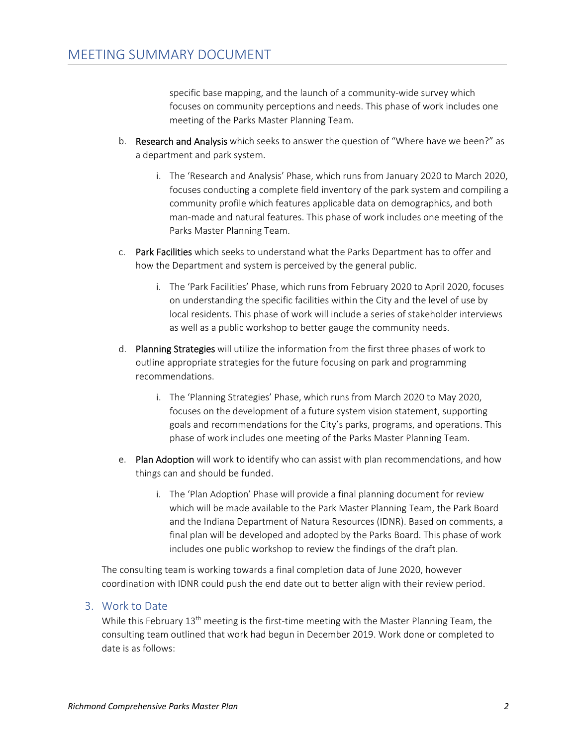specific base mapping, and the launch of a community-wide survey which focuses on community perceptions and needs. This phase of work includes one meeting of the Parks Master Planning Team.

b. Research and Analysis which seeks to answer the question of "Where have we been?" as a department and park system.

    i. The 'Research and Analysis' Phase, which runs from January 2020 to March 2020, focuses conducting a complete field inventory of the park system and compiling a community profile which features applicable data on demographics, and both man-made and natural features. This phase of work includes one meeting of the Parks Master Planning Team.

c. Park Facilities which seeks to understand what the Parks Department has to offer and how the Department and system is perceived by the general public.

    i. The 'Park Facilities' Phase, which runs from February 2020 to April 2020, focuses on understanding the specific facilities within the City and the level of use by local residents. This phase of work will include a series of stakeholder interviews as well as a public workshop to better gauge the community needs.

d. Planning Strategies will utilize the information from the first three phases of work to outline appropriate strategies for the future focusing on park and programming recommendations.

    i. The 'Planning Strategies' Phase, which runs from March 2020 to May 2020, focuses on the development of a future system vision statement, supporting goals and recommendations for the City's parks, programs, and operations. This phase of work includes one meeting of the Parks Master Planning Team.

e. Plan Adoption will work to identify who can assist with plan recommendations, and how things can and should be funded.

    i. The 'Plan Adoption' Phase will provide a final planning document for review which will be made available to the Park Master Planning Team, the Park Board and the Indiana Department of Natura Resources (IDNR). Based on comments, a final plan will be developed and adopted by the Parks Board. This phase of work includes one public workshop to review the findings of the draft plan.

The consulting team is working towards a final completion data of June 2020, however coordination with IDNR could push the end date out to better align with their review period.

## 3. Work to Date

While this February 13th meeting is the first-time meeting with the Master Planning Team, the consulting team outlined that work had begun in December 2019. Work done or completed to date is as follows: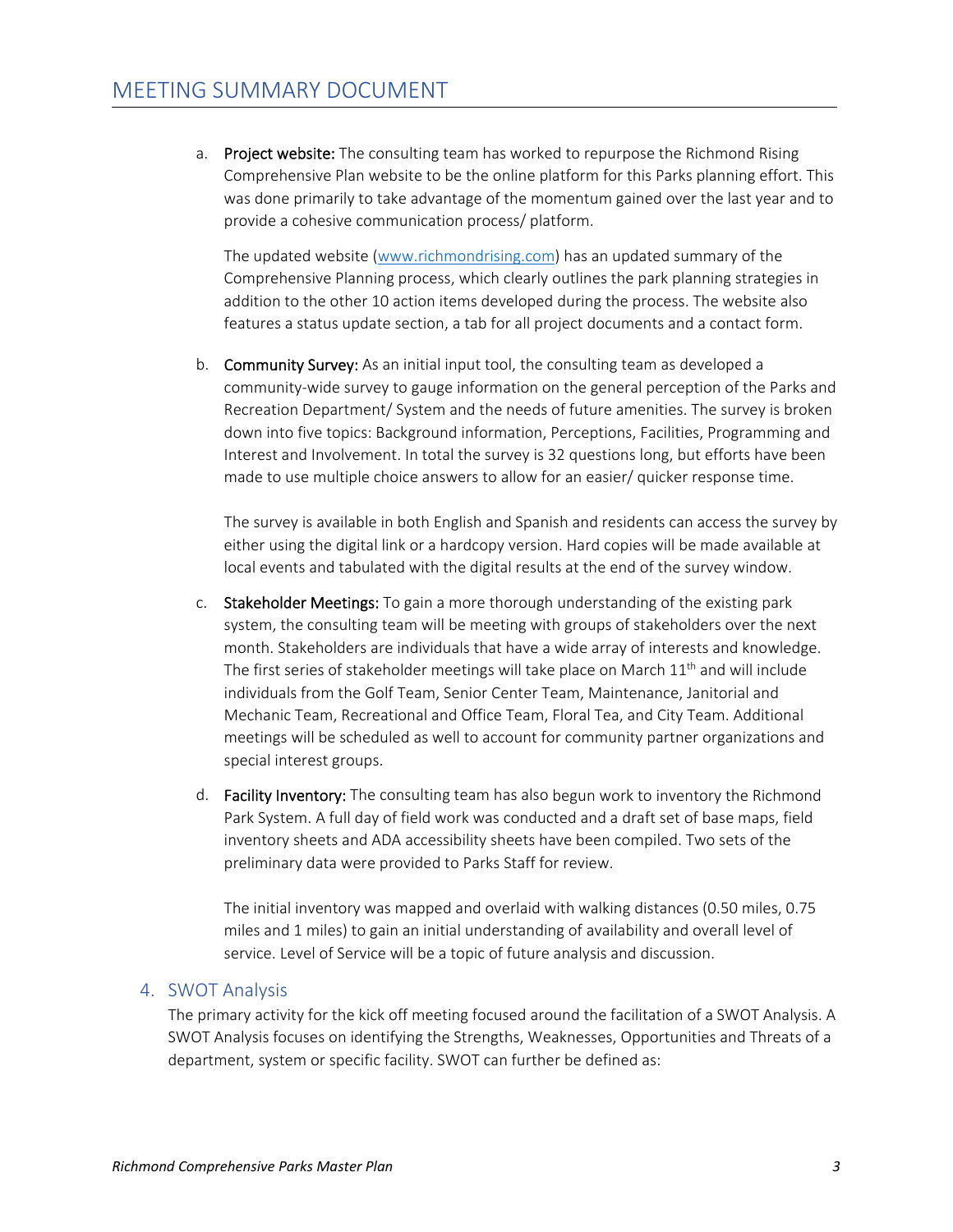a. **Project website:** The consulting team has worked to repurpose the Richmond Rising Comprehensive Plan website to be the online platform for this Parks planning effort. This was done primarily to take advantage of the momentum gained over the last year and to provide a cohesive communication process/ platform.

   The updated website ([www.richmondrising.com](www.richmondrising.com)) has an updated summary of the Comprehensive Planning process, which clearly outlines the park planning strategies in addition to the other 10 action items developed during the process. The website also features a status update section, a tab for all project documents and a contact form.

b. **Community Survey:** As an initial input tool, the consulting team as developed a community-wide survey to gauge information on the general perception of the Parks and Recreation Department/ System and the needs of future amenities. The survey is broken down into five topics: Background information, Perceptions, Facilities, Programming and Interest and Involvement. In total the survey is 32 questions long, but efforts have been made to use multiple choice answers to allow for an easier/ quicker response time.

   The survey is available in both English and Spanish and residents can access the survey by either using the digital link or a hardcopy version. Hard copies will be made available at local events and tabulated with the digital results at the end of the survey window.

c. **Stakeholder Meetings:** To gain a more thorough understanding of the existing park system, the consulting team will be meeting with groups of stakeholders over the next month. Stakeholders are individuals that have a wide array of interests and knowledge. The first series of stakeholder meetings will take place on March 11th and will include individuals from the Golf Team, Senior Center Team, Maintenance, Janitorial and Mechanic Team, Recreational and Office Team, Floral Tea, and City Team. Additional meetings will be scheduled as well to account for community partner organizations and special interest groups.

d. **Facility Inventory:** The consulting team has also begun work to inventory the Richmond Park System. A full day of field work was conducted and a draft set of base maps, field inventory sheets and ADA accessibility sheets have been compiled. Two sets of the preliminary data were provided to Parks Staff for review.

   The initial inventory was mapped and overlaid with walking distances (0.50 miles, 0.75 miles and 1 miles) to gain an initial understanding of availability and overall level of service. Level of Service will be a topic of future analysis and discussion.

## 4. SWOT Analysis

The primary activity for the kick off meeting focused around the facilitation of a SWOT Analysis. A SWOT Analysis focuses on identifying the Strengths, Weaknesses, Opportunities and Threats of a department, system or specific facility. SWOT can further be defined as: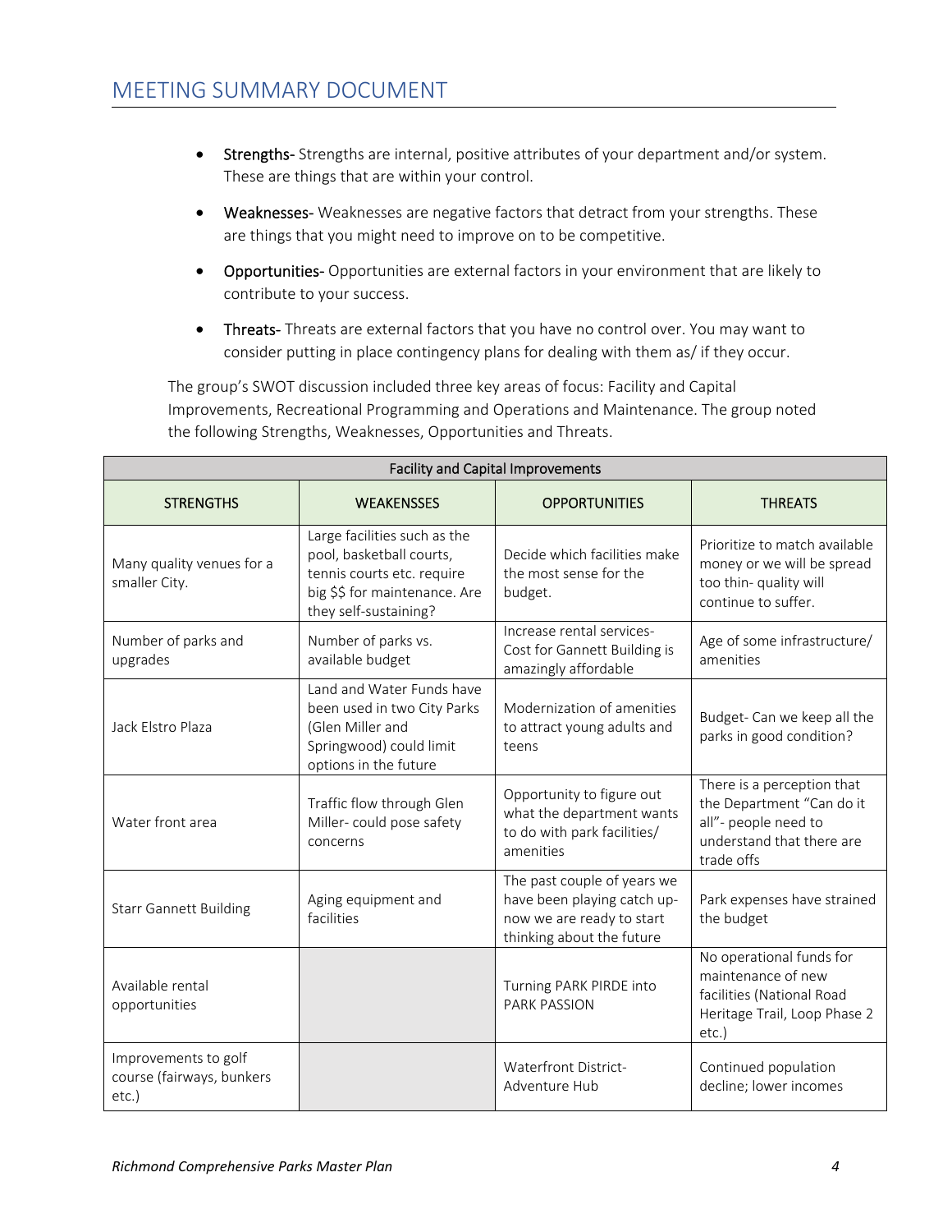## MEETING SUMMARY DOCUMENT

- **Strengths-** Strengths are internal, positive attributes of your department and/or system. These are things that are within your control.
- **Weaknesses-** Weaknesses are negative factors that detract from your strengths. These are things that you might need to improve on to be competitive.
- **Opportunities-** Opportunities are external factors in your environment that are likely to contribute to your success.
- **Threats-** Threats are external factors that you have no control over. You may want to consider putting in place contingency plans for dealing with them as/ if they occur.

The group's SWOT discussion included three key areas of focus: Facility and Capital Improvements, Recreational Programming and Operations and Maintenance. The group noted the following Strengths, Weaknesses, Opportunities and Threats.

| Facility and Capital Improvements | | | |
|---|---|---|---|
| STRENGTHS | WEAKENSSES | OPPORTUNITIES | THREATS |
| Many quality venues for a smaller City. | Large facilities such as the pool, basketball courts, tennis courts etc. require big $$ for maintenance. Are they self-sustaining? | Decide which facilities make the most sense for the budget. | Prioritize to match available money or we will be spread too thin- quality will continue to suffer. |
| Number of parks and upgrades | Number of parks vs. available budget | Increase rental services- Cost for Gannett Building is amazingly affordable | Age of some infrastructure/ amenities |
| Jack Elstro Plaza | Land and Water Funds have been used in two City Parks (Glen Miller and Springwood) could limit options in the future | Modernization of amenities to attract young adults and teens | Budget- Can we keep all the parks in good condition? |
| Water front area | Traffic flow through Glen Miller- could pose safety concerns | Opportunity to figure out what the department wants to do with park facilities/ amenities | There is a perception that the Department "Can do it all"- people need to understand that there are trade offs |
| Starr Gannett Building | Aging equipment and facilities | The past couple of years we have been playing catch up- now we are ready to start thinking about the future | Park expenses have strained the budget |
| Available rental opportunities | | Turning PARK PIRDE into PARK PASSION | No operational funds for maintenance of new facilities (National Road Heritage Trail, Loop Phase 2 etc.) |
| Improvements to golf course (fairways, bunkers etc.) | | Waterfront District- Adventure Hub | Continued population decline; lower incomes |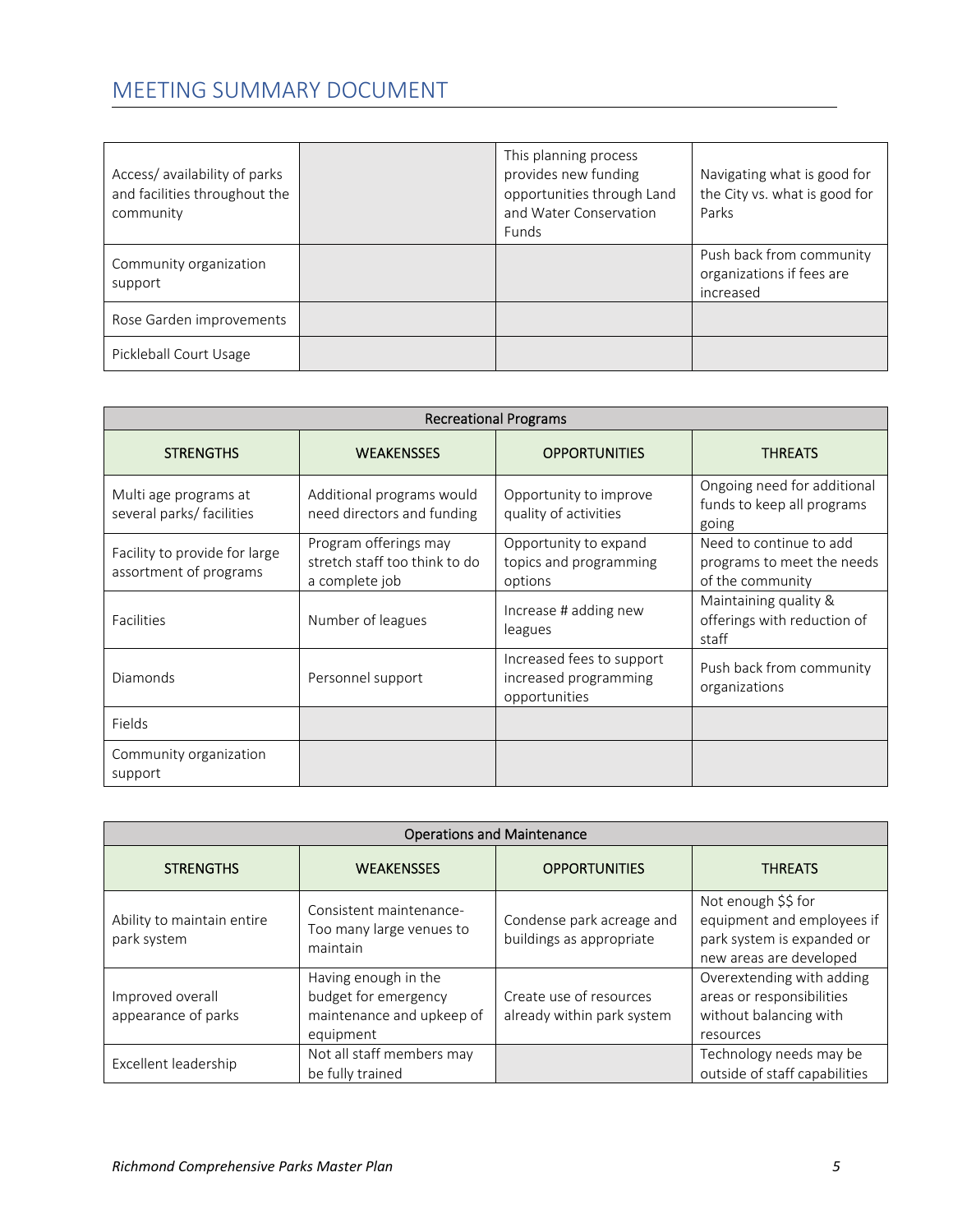# MEETING SUMMARY DOCUMENT

| | | | |
|---|---|---|---|
| Access/ availability of parks and facilities throughout the community | | This planning process provides new funding opportunities through Land and Water Conservation Funds | Navigating what is good for the City vs. what is good for Parks |
| Community organization support | | | Push back from community organizations if fees are increased |
| Rose Garden improvements | | | |
| Pickleball Court Usage | | | |

| Recreational Programs | | | |
|---|---|---|---|
| STRENGTHS | WEAKENSSES | OPPORTUNITIES | THREATS |
| Multi age programs at several parks/ facilities | Additional programs would need directors and funding | Opportunity to improve quality of activities | Ongoing need for additional funds to keep all programs going |
| Facility to provide for large assortment of programs | Program offerings may stretch staff too think to do a complete job | Opportunity to expand topics and programming options | Need to continue to add programs to meet the needs of the community |
| Facilities | Number of leagues | Increase # adding new leagues | Maintaining quality & offerings with reduction of staff |
| Diamonds | Personnel support | Increased fees to support increased programming opportunities | Push back from community organizations |
| Fields | | | |
| Community organization support | | | |

| Operations and Maintenance | | | |
|---|---|---|---|
| STRENGTHS | WEAKENSSES | OPPORTUNITIES | THREATS |
| Ability to maintain entire park system | Consistent maintenance- Too many large venues to maintain | Condense park acreage and buildings as appropriate | Not enough $$ for equipment and employees if park system is expanded or new areas are developed |
| Improved overall appearance of parks | Having enough in the budget for emergency maintenance and upkeep of equipment | Create use of resources already within park system | Overextending with adding areas or responsibilities without balancing with resources |
| Excellent leadership | Not all staff members may be fully trained | | Technology needs may be outside of staff capabilities |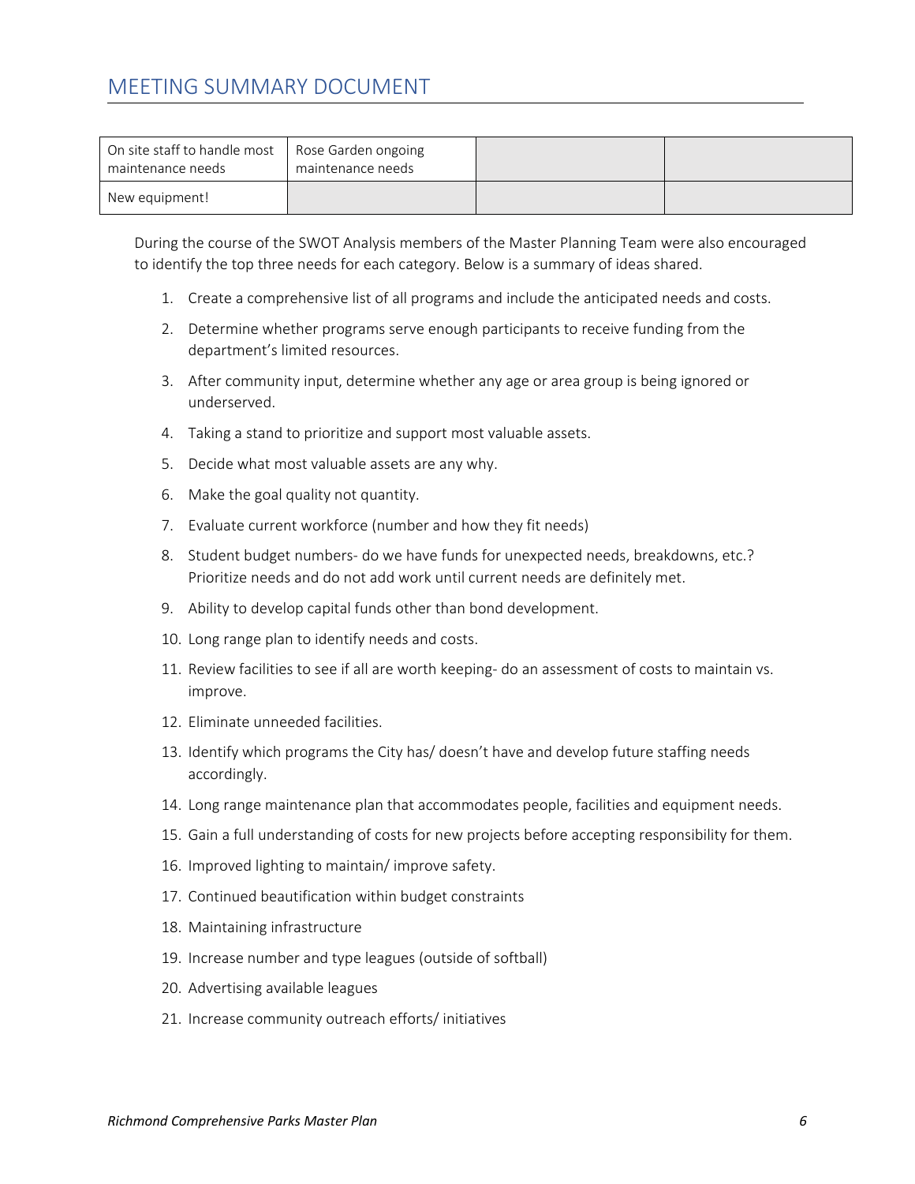# MEETING SUMMARY DOCUMENT

| | | | |
|---|---|---|---|
| On site staff to handle most maintenance needs | Rose Garden ongoing maintenance needs | | |
| New equipment! | | | |

During the course of the SWOT Analysis members of the Master Planning Team were also encouraged to identify the top three needs for each category. Below is a summary of ideas shared.

1. Create a comprehensive list of all programs and include the anticipated needs and costs.
2. Determine whether programs serve enough participants to receive funding from the department's limited resources.
3. After community input, determine whether any age or area group is being ignored or underserved.
4. Taking a stand to prioritize and support most valuable assets.
5. Decide what most valuable assets are any why.
6. Make the goal quality not quantity.
7. Evaluate current workforce (number and how they fit needs)
8. Student budget numbers- do we have funds for unexpected needs, breakdowns, etc.? Prioritize needs and do not add work until current needs are definitely met.
9. Ability to develop capital funds other than bond development.
10. Long range plan to identify needs and costs.
11. Review facilities to see if all are worth keeping- do an assessment of costs to maintain vs. improve.
12. Eliminate unneeded facilities.
13. Identify which programs the City has/ doesn't have and develop future staffing needs accordingly.
14. Long range maintenance plan that accommodates people, facilities and equipment needs.
15. Gain a full understanding of costs for new projects before accepting responsibility for them.
16. Improved lighting to maintain/ improve safety.
17. Continued beautification within budget constraints
18. Maintaining infrastructure
19. Increase number and type leagues (outside of softball)
20. Advertising available leagues
21. Increase community outreach efforts/ initiatives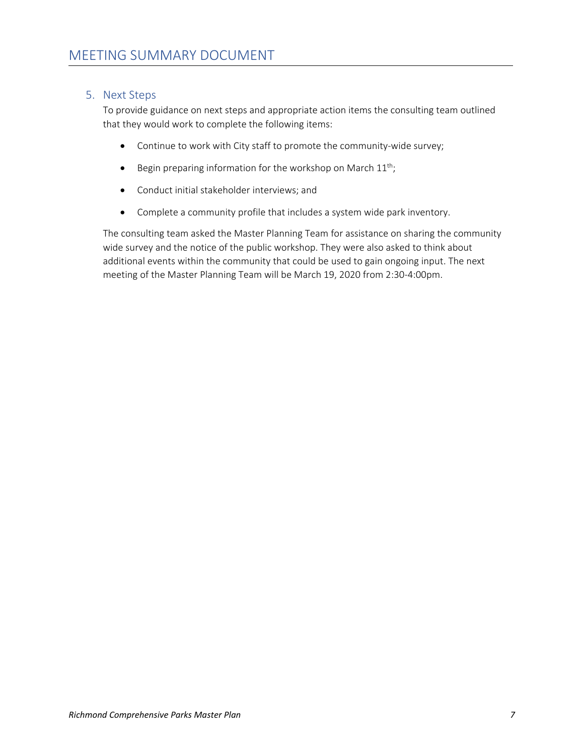## 5. Next Steps

To provide guidance on next steps and appropriate action items the consulting team outlined that they would work to complete the following items:

- Continue to work with City staff to promote the community-wide survey;
- Begin preparing information for the workshop on March 11th;
- Conduct initial stakeholder interviews; and
- Complete a community profile that includes a system wide park inventory.

The consulting team asked the Master Planning Team for assistance on sharing the community wide survey and the notice of the public workshop. They were also asked to think about additional events within the community that could be used to gain ongoing input. The next meeting of the Master Planning Team will be March 19, 2020 from 2:30-4:00pm.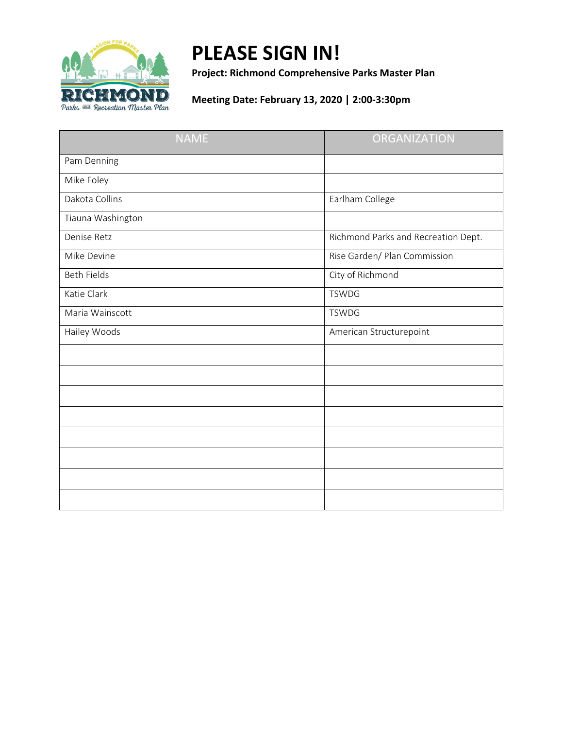# PLEASE SIGN IN!

**Project: Richmond Comprehensive Parks Master Plan**

**Meeting Date: February 13, 2020 | 2:00-3:30pm**

| NAME | ORGANIZATION |
|---|---|
| Pam Denning | |
| Mike Foley | |
| Dakota Collins | Earlham College |
| Tiauna Washington | |
| Denise Retz | Richmond Parks and Recreation Dept. |
| Mike Devine | Rise Garden/ Plan Commission |
| Beth Fields | City of Richmond |
| Katie Clark | TSWDG |
| Maria Wainscott | TSWDG |
| Hailey Woods | American Structurepoint |
| | |
| | |
| | |
| | |
| | |
| | |
| | |
| | |